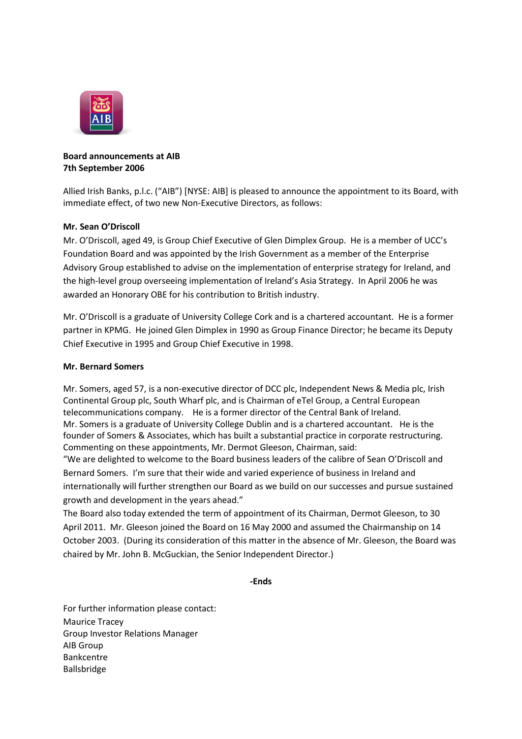**Board announcements at AIB**
**7th September 2006**

Allied Irish Banks, p.l.c. ("AIB") [NYSE: AIB] is pleased to announce the appointment to its Board, with immediate effect, of two new Non-Executive Directors, as follows:

**Mr. Sean O'Driscoll**

Mr. O'Driscoll, aged 49, is Group Chief Executive of Glen Dimplex Group. He is a member of UCC's Foundation Board and was appointed by the Irish Government as a member of the Enterprise Advisory Group established to advise on the implementation of enterprise strategy for Ireland, and the high-level group overseeing implementation of Ireland's Asia Strategy. In April 2006 he was awarded an Honorary OBE for his contribution to British industry.

Mr. O'Driscoll is a graduate of University College Cork and is a chartered accountant. He is a former partner in KPMG. He joined Glen Dimplex in 1990 as Group Finance Director; he became its Deputy Chief Executive in 1995 and Group Chief Executive in 1998.

**Mr. Bernard Somers**

Mr. Somers, aged 57, is a non-executive director of DCC plc, Independent News & Media plc, Irish Continental Group plc, South Wharf plc, and is Chairman of eTel Group, a Central European telecommunications company. He is a former director of the Central Bank of Ireland.
Mr. Somers is a graduate of University College Dublin and is a chartered accountant. He is the founder of Somers & Associates, which has built a substantial practice in corporate restructuring.
Commenting on these appointments, Mr. Dermot Gleeson, Chairman, said:
"We are delighted to welcome to the Board business leaders of the calibre of Sean O'Driscoll and Bernard Somers. I'm sure that their wide and varied experience of business in Ireland and internationally will further strengthen our Board as we build on our successes and pursue sustained growth and development in the years ahead."
The Board also today extended the term of appointment of its Chairman, Dermot Gleeson, to 30 April 2011. Mr. Gleeson joined the Board on 16 May 2000 and assumed the Chairmanship on 14 October 2003. (During its consideration of this matter in the absence of Mr. Gleeson, the Board was chaired by Mr. John B. McGuckian, the Senior Independent Director.)

**-Ends**

For further information please contact:
Maurice Tracey
Group Investor Relations Manager
AIB Group
Bankcentre
Ballsbridge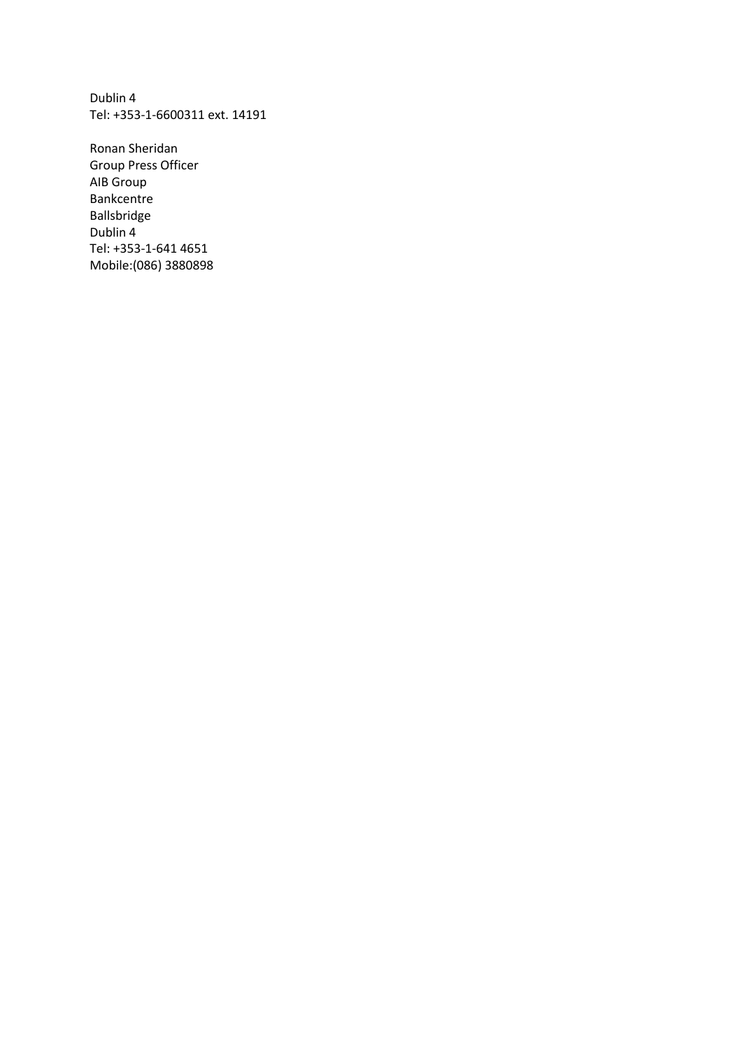Dublin 4
Tel: +353-1-6600311 ext. 14191

Ronan Sheridan
Group Press Officer
AIB Group
Bankcentre
Ballsbridge
Dublin 4
Tel: +353-1-641 4651
Mobile:(086) 3880898